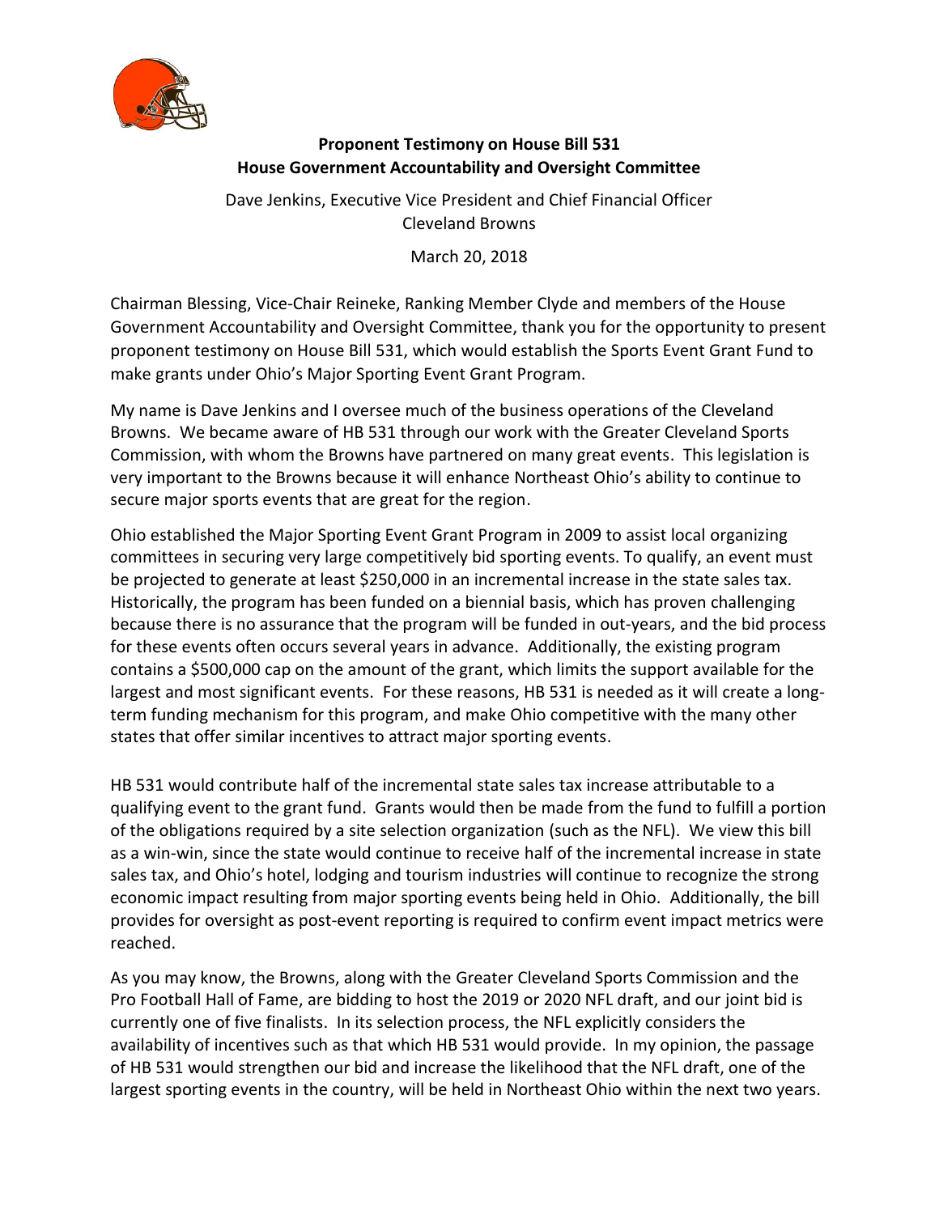**Proponent Testimony on House Bill 531**
**House Government Accountability and Oversight Committee**

Dave Jenkins, Executive Vice President and Chief Financial Officer
Cleveland Browns

March 20, 2018

Chairman Blessing, Vice-Chair Reineke, Ranking Member Clyde and members of the House Government Accountability and Oversight Committee, thank you for the opportunity to present proponent testimony on House Bill 531, which would establish the Sports Event Grant Fund to make grants under Ohio's Major Sporting Event Grant Program.

My name is Dave Jenkins and I oversee much of the business operations of the Cleveland Browns. We became aware of HB 531 through our work with the Greater Cleveland Sports Commission, with whom the Browns have partnered on many great events. This legislation is very important to the Browns because it will enhance Northeast Ohio's ability to continue to secure major sports events that are great for the region.

Ohio established the Major Sporting Event Grant Program in 2009 to assist local organizing committees in securing very large competitively bid sporting events. To qualify, an event must be projected to generate at least $250,000 in an incremental increase in the state sales tax. Historically, the program has been funded on a biennial basis, which has proven challenging because there is no assurance that the program will be funded in out-years, and the bid process for these events often occurs several years in advance. Additionally, the existing program contains a $500,000 cap on the amount of the grant, which limits the support available for the largest and most significant events. For these reasons, HB 531 is needed as it will create a long-term funding mechanism for this program, and make Ohio competitive with the many other states that offer similar incentives to attract major sporting events.

HB 531 would contribute half of the incremental state sales tax increase attributable to a qualifying event to the grant fund. Grants would then be made from the fund to fulfill a portion of the obligations required by a site selection organization (such as the NFL). We view this bill as a win-win, since the state would continue to receive half of the incremental increase in state sales tax, and Ohio's hotel, lodging and tourism industries will continue to recognize the strong economic impact resulting from major sporting events being held in Ohio. Additionally, the bill provides for oversight as post-event reporting is required to confirm event impact metrics were reached.

As you may know, the Browns, along with the Greater Cleveland Sports Commission and the Pro Football Hall of Fame, are bidding to host the 2019 or 2020 NFL draft, and our joint bid is currently one of five finalists. In its selection process, the NFL explicitly considers the availability of incentives such as that which HB 531 would provide. In my opinion, the passage of HB 531 would strengthen our bid and increase the likelihood that the NFL draft, one of the largest sporting events in the country, will be held in Northeast Ohio within the next two years.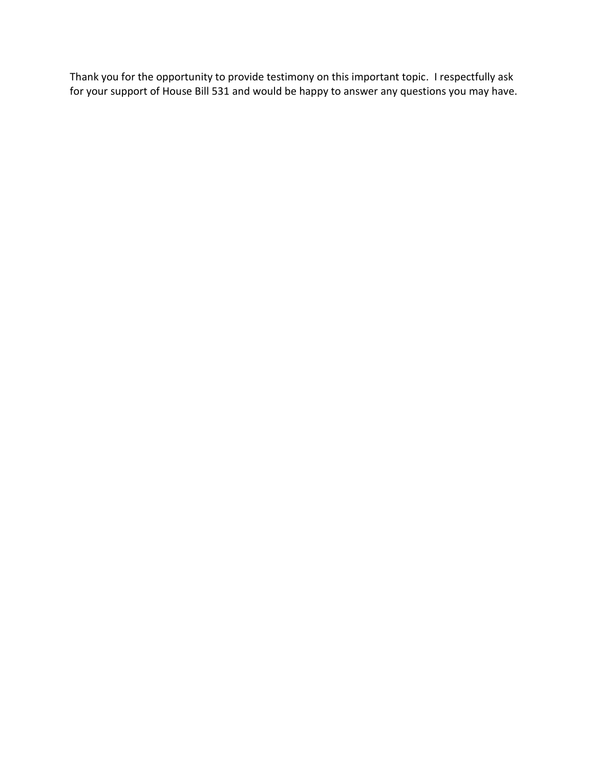Thank you for the opportunity to provide testimony on this important topic. I respectfully ask for your support of House Bill 531 and would be happy to answer any questions you may have.